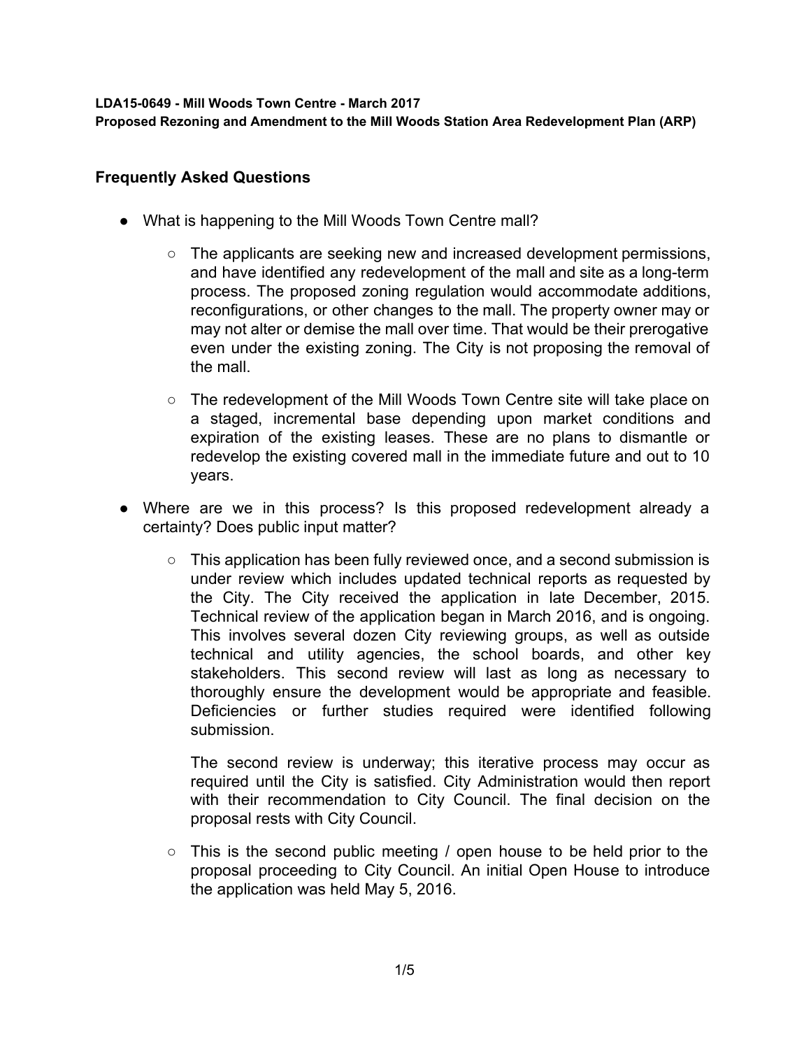**LDA15-0649 - Mill Woods Town Centre - March 2017**
**Proposed Rezoning and Amendment to the Mill Woods Station Area Redevelopment Plan (ARP)**

## Frequently Asked Questions

- What is happening to the Mill Woods Town Centre mall?
  - The applicants are seeking new and increased development permissions, and have identified any redevelopment of the mall and site as a long-term process. The proposed zoning regulation would accommodate additions, reconfigurations, or other changes to the mall. The property owner may or may not alter or demise the mall over time. That would be their prerogative even under the existing zoning. The City is not proposing the removal of the mall.
  - The redevelopment of the Mill Woods Town Centre site will take place on a staged, incremental base depending upon market conditions and expiration of the existing leases. These are no plans to dismantle or redevelop the existing covered mall in the immediate future and out to 10 years.
- Where are we in this process? Is this proposed redevelopment already a certainty? Does public input matter?
  - This application has been fully reviewed once, and a second submission is under review which includes updated technical reports as requested by the City. The City received the application in late December, 2015. Technical review of the application began in March 2016, and is ongoing. This involves several dozen City reviewing groups, as well as outside technical and utility agencies, the school boards, and other key stakeholders. This second review will last as long as necessary to thoroughly ensure the development would be appropriate and feasible. Deficiencies or further studies required were identified following submission.

    The second review is underway; this iterative process may occur as required until the City is satisfied. City Administration would then report with their recommendation to City Council. The final decision on the proposal rests with City Council.
  - This is the second public meeting / open house to be held prior to the proposal proceeding to City Council. An initial Open House to introduce the application was held May 5, 2016.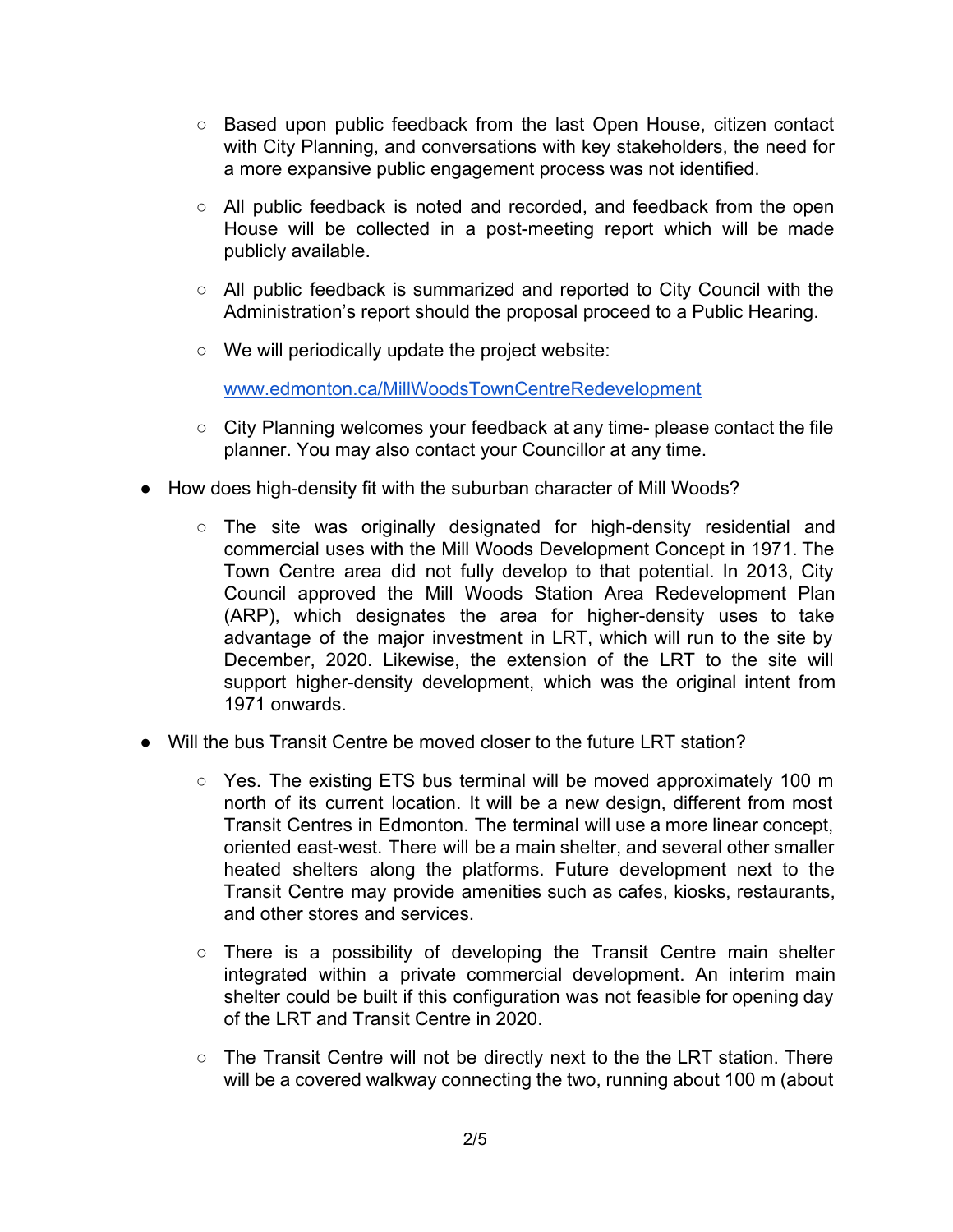- Based upon public feedback from the last Open House, citizen contact with City Planning, and conversations with key stakeholders, the need for a more expansive public engagement process was not identified.
  - All public feedback is noted and recorded, and feedback from the open House will be collected in a post-meeting report which will be made publicly available.
  - All public feedback is summarized and reported to City Council with the Administration's report should the proposal proceed to a Public Hearing.
  - We will periodically update the project website:

    [www.edmonton.ca/MillWoodsTownCentreRedevelopment](http://www.edmonton.ca/MillWoodsTownCentreRedevelopment)
  - City Planning welcomes your feedback at any time- please contact the file planner. You may also contact your Councillor at any time.

- How does high-density fit with the suburban character of Mill Woods?
  - The site was originally designated for high-density residential and commercial uses with the Mill Woods Development Concept in 1971. The Town Centre area did not fully develop to that potential. In 2013, City Council approved the Mill Woods Station Area Redevelopment Plan (ARP), which designates the area for higher-density uses to take advantage of the major investment in LRT, which will run to the site by December, 2020. Likewise, the extension of the LRT to the site will support higher-density development, which was the original intent from 1971 onwards.

- Will the bus Transit Centre be moved closer to the future LRT station?
  - Yes. The existing ETS bus terminal will be moved approximately 100 m north of its current location. It will be a new design, different from most Transit Centres in Edmonton. The terminal will use a more linear concept, oriented east-west. There will be a main shelter, and several other smaller heated shelters along the platforms. Future development next to the Transit Centre may provide amenities such as cafes, kiosks, restaurants, and other stores and services.
  - There is a possibility of developing the Transit Centre main shelter integrated within a private commercial development. An interim main shelter could be built if this configuration was not feasible for opening day of the LRT and Transit Centre in 2020.
  - The Transit Centre will not be directly next to the the LRT station. There will be a covered walkway connecting the two, running about 100 m (about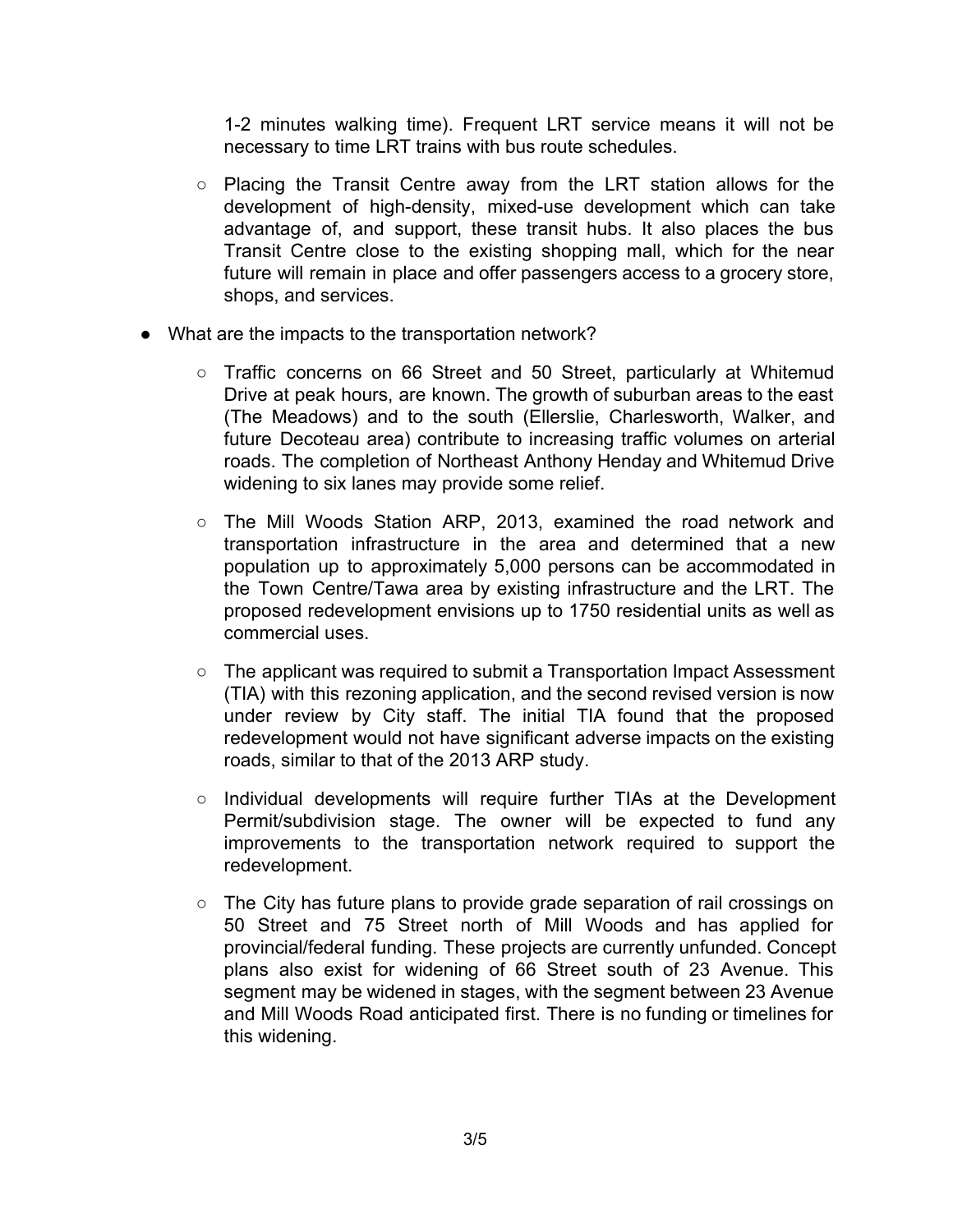1-2 minutes walking time). Frequent LRT service means it will not be necessary to time LRT trains with bus route schedules.

  - Placing the Transit Centre away from the LRT station allows for the development of high-density, mixed-use development which can take advantage of, and support, these transit hubs. It also places the bus Transit Centre close to the existing shopping mall, which for the near future will remain in place and offer passengers access to a grocery store, shops, and services.

- What are the impacts to the transportation network?

  - Traffic concerns on 66 Street and 50 Street, particularly at Whitemud Drive at peak hours, are known. The growth of suburban areas to the east (The Meadows) and to the south (Ellerslie, Charlesworth, Walker, and future Decoteau area) contribute to increasing traffic volumes on arterial roads. The completion of Northeast Anthony Henday and Whitemud Drive widening to six lanes may provide some relief.

  - The Mill Woods Station ARP, 2013, examined the road network and transportation infrastructure in the area and determined that a new population up to approximately 5,000 persons can be accommodated in the Town Centre/Tawa area by existing infrastructure and the LRT. The proposed redevelopment envisions up to 1750 residential units as well as commercial uses.

  - The applicant was required to submit a Transportation Impact Assessment (TIA) with this rezoning application, and the second revised version is now under review by City staff. The initial TIA found that the proposed redevelopment would not have significant adverse impacts on the existing roads, similar to that of the 2013 ARP study.

  - Individual developments will require further TIAs at the Development Permit/subdivision stage. The owner will be expected to fund any improvements to the transportation network required to support the redevelopment.

  - The City has future plans to provide grade separation of rail crossings on 50 Street and 75 Street north of Mill Woods and has applied for provincial/federal funding. These projects are currently unfunded. Concept plans also exist for widening of 66 Street south of 23 Avenue. This segment may be widened in stages, with the segment between 23 Avenue and Mill Woods Road anticipated first. There is no funding or timelines for this widening.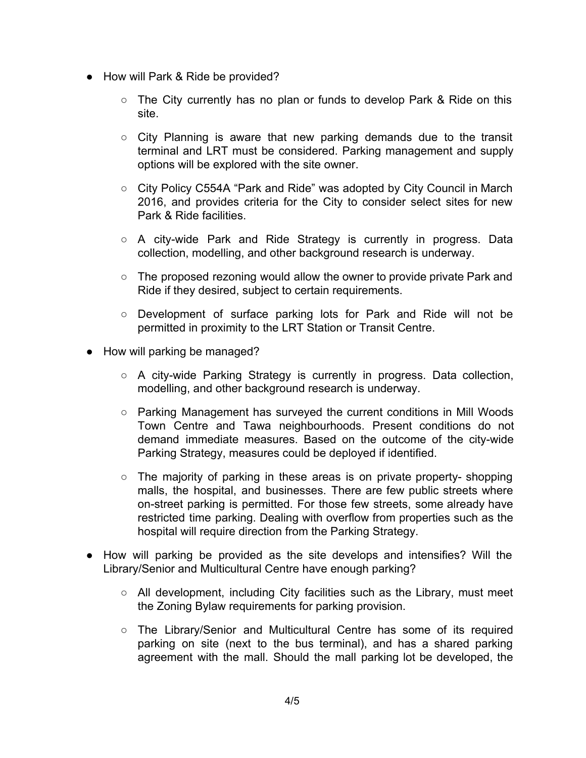- How will Park & Ride be provided?
  - The City currently has no plan or funds to develop Park & Ride on this site.
  - City Planning is aware that new parking demands due to the transit terminal and LRT must be considered. Parking management and supply options will be explored with the site owner.
  - City Policy C554A "Park and Ride" was adopted by City Council in March 2016, and provides criteria for the City to consider select sites for new Park & Ride facilities.
  - A city-wide Park and Ride Strategy is currently in progress. Data collection, modelling, and other background research is underway.
  - The proposed rezoning would allow the owner to provide private Park and Ride if they desired, subject to certain requirements.
  - Development of surface parking lots for Park and Ride will not be permitted in proximity to the LRT Station or Transit Centre.
- How will parking be managed?
  - A city-wide Parking Strategy is currently in progress. Data collection, modelling, and other background research is underway.
  - Parking Management has surveyed the current conditions in Mill Woods Town Centre and Tawa neighbourhoods. Present conditions do not demand immediate measures. Based on the outcome of the city-wide Parking Strategy, measures could be deployed if identified.
  - The majority of parking in these areas is on private property- shopping malls, the hospital, and businesses. There are few public streets where on-street parking is permitted. For those few streets, some already have restricted time parking. Dealing with overflow from properties such as the hospital will require direction from the Parking Strategy.
- How will parking be provided as the site develops and intensifies? Will the Library/Senior and Multicultural Centre have enough parking?
  - All development, including City facilities such as the Library, must meet the Zoning Bylaw requirements for parking provision.
  - The Library/Senior and Multicultural Centre has some of its required parking on site (next to the bus terminal), and has a shared parking agreement with the mall. Should the mall parking lot be developed, the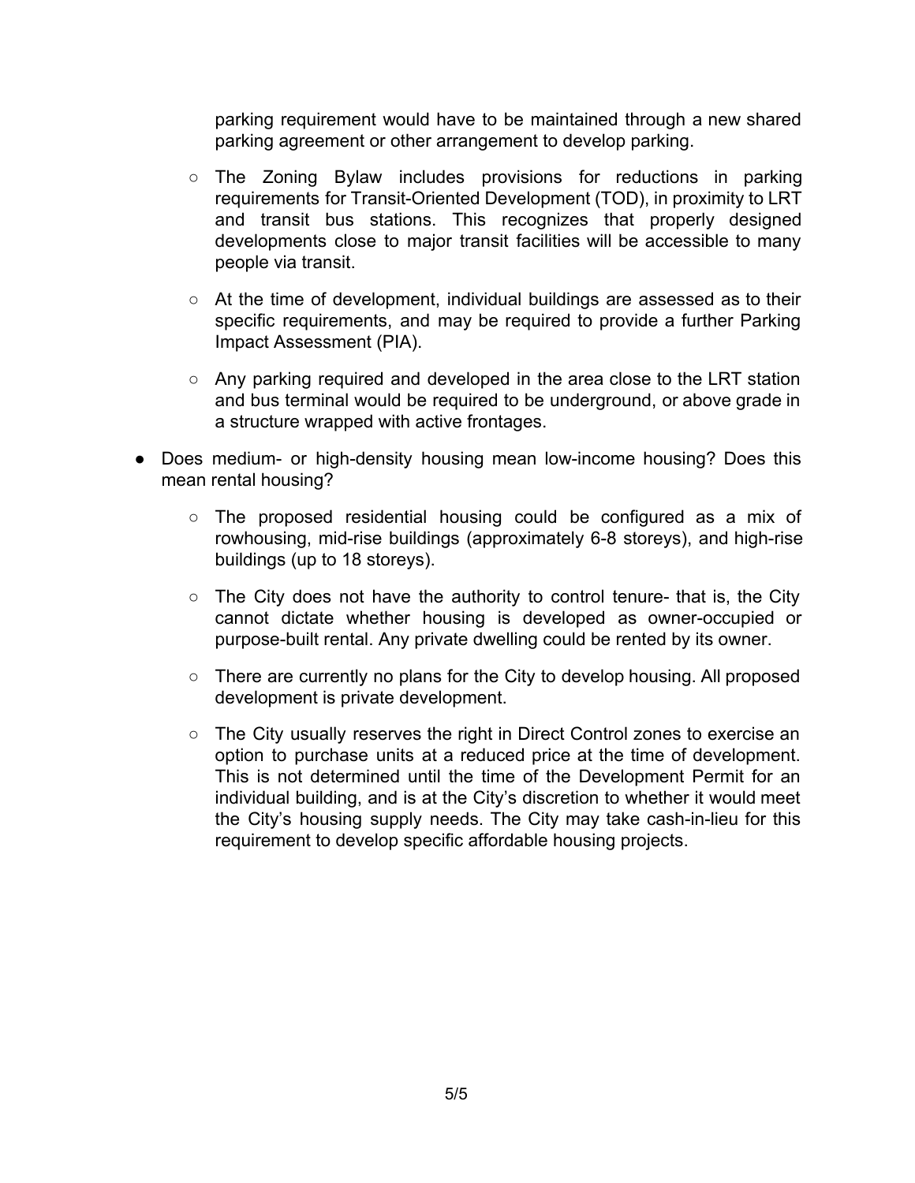parking requirement would have to be maintained through a new shared parking agreement or other arrangement to develop parking.

    - The Zoning Bylaw includes provisions for reductions in parking requirements for Transit-Oriented Development (TOD), in proximity to LRT and transit bus stations. This recognizes that properly designed developments close to major transit facilities will be accessible to many people via transit.
    - At the time of development, individual buildings are assessed as to their specific requirements, and may be required to provide a further Parking Impact Assessment (PIA).
    - Any parking required and developed in the area close to the LRT station and bus terminal would be required to be underground, or above grade in a structure wrapped with active frontages.

- Does medium- or high-density housing mean low-income housing? Does this mean rental housing?
    - The proposed residential housing could be configured as a mix of rowhousing, mid-rise buildings (approximately 6-8 storeys), and high-rise buildings (up to 18 storeys).
    - The City does not have the authority to control tenure- that is, the City cannot dictate whether housing is developed as owner-occupied or purpose-built rental. Any private dwelling could be rented by its owner.
    - There are currently no plans for the City to develop housing. All proposed development is private development.
    - The City usually reserves the right in Direct Control zones to exercise an option to purchase units at a reduced price at the time of development. This is not determined until the time of the Development Permit for an individual building, and is at the City's discretion to whether it would meet the City's housing supply needs. The City may take cash-in-lieu for this requirement to develop specific affordable housing projects.